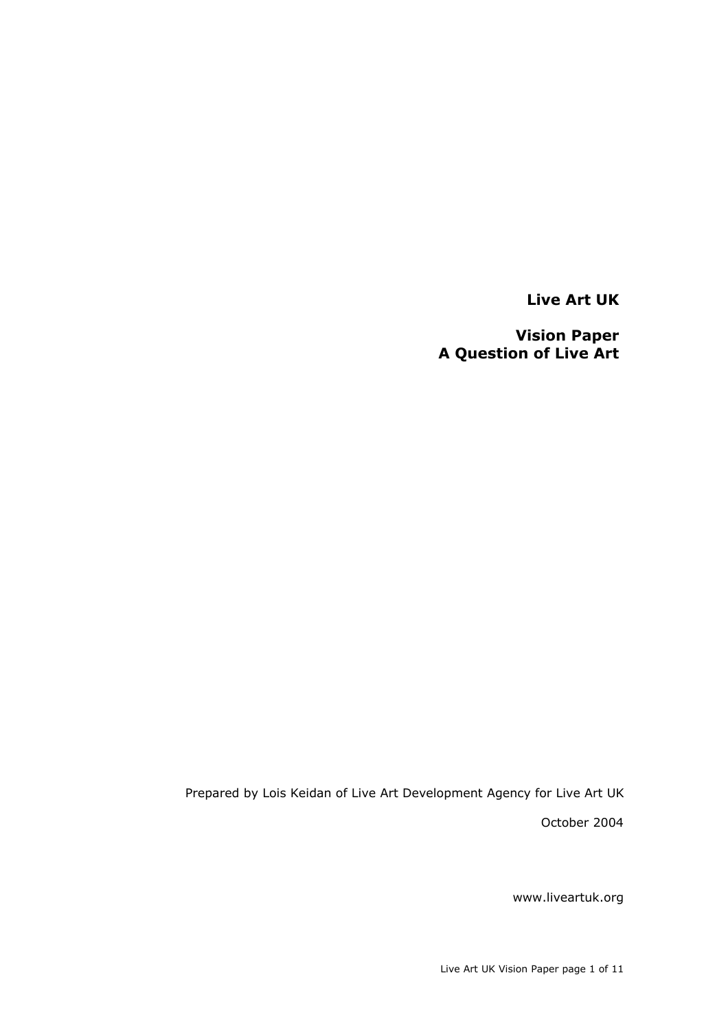# Live Art UK

## Vision Paper
## A Question of Live Art

Prepared by Lois Keidan of Live Art Development Agency for Live Art UK

October 2004

www.liveartuk.org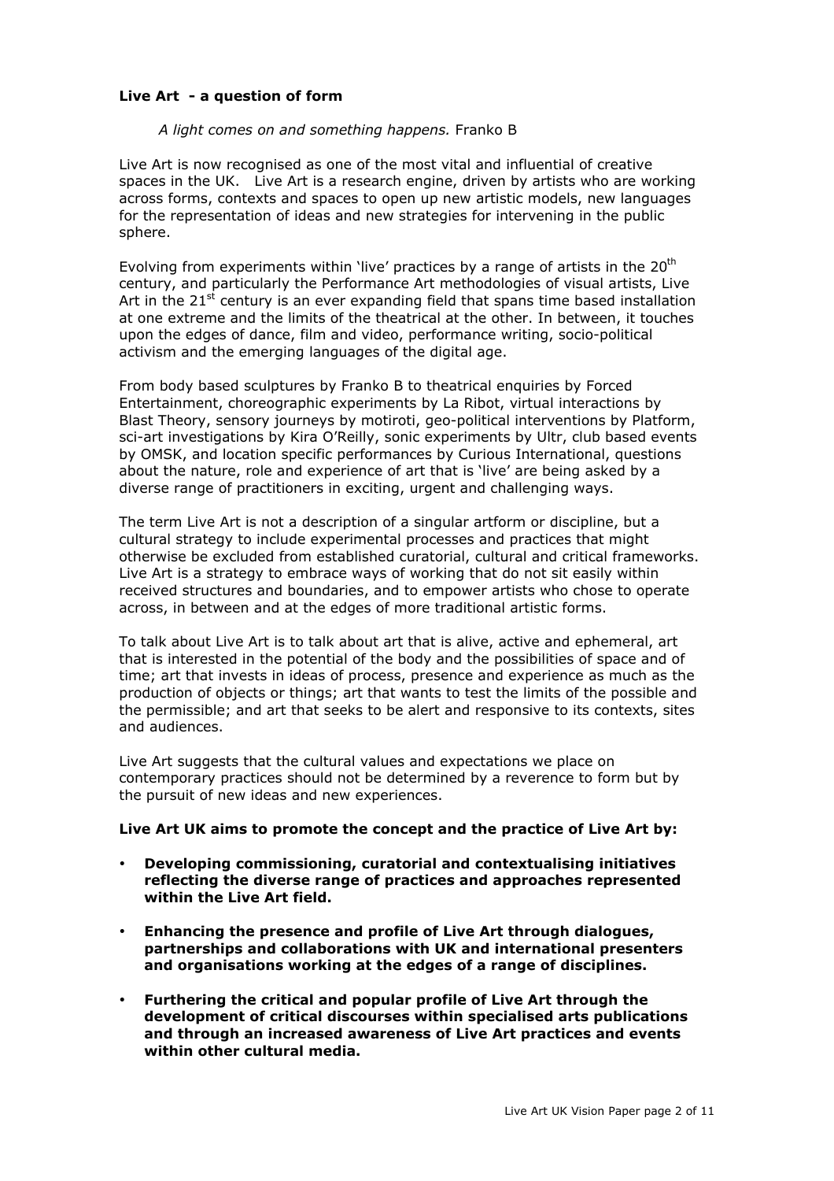## Live Art - a question of form

*A light comes on and something happens.* Franko B

Live Art is now recognised as one of the most vital and influential of creative spaces in the UK. Live Art is a research engine, driven by artists who are working across forms, contexts and spaces to open up new artistic models, new languages for the representation of ideas and new strategies for intervening in the public sphere.

Evolving from experiments within 'live' practices by a range of artists in the 20th century, and particularly the Performance Art methodologies of visual artists, Live Art in the 21st century is an ever expanding field that spans time based installation at one extreme and the limits of the theatrical at the other. In between, it touches upon the edges of dance, film and video, performance writing, socio-political activism and the emerging languages of the digital age.

From body based sculptures by Franko B to theatrical enquiries by Forced Entertainment, choreographic experiments by La Ribot, virtual interactions by Blast Theory, sensory journeys by motiroti, geo-political interventions by Platform, sci-art investigations by Kira O'Reilly, sonic experiments by Ultr, club based events by OMSK, and location specific performances by Curious International, questions about the nature, role and experience of art that is 'live' are being asked by a diverse range of practitioners in exciting, urgent and challenging ways.

The term Live Art is not a description of a singular artform or discipline, but a cultural strategy to include experimental processes and practices that might otherwise be excluded from established curatorial, cultural and critical frameworks. Live Art is a strategy to embrace ways of working that do not sit easily within received structures and boundaries, and to empower artists who chose to operate across, in between and at the edges of more traditional artistic forms.

To talk about Live Art is to talk about art that is alive, active and ephemeral, art that is interested in the potential of the body and the possibilities of space and of time; art that invests in ideas of process, presence and experience as much as the production of objects or things; art that wants to test the limits of the possible and the permissible; and art that seeks to be alert and responsive to its contexts, sites and audiences.

Live Art suggests that the cultural values and expectations we place on contemporary practices should not be determined by a reverence to form but by the pursuit of new ideas and new experiences.

**Live Art UK aims to promote the concept and the practice of Live Art by:**

- **Developing commissioning, curatorial and contextualising initiatives reflecting the diverse range of practices and approaches represented within the Live Art field.**
- **Enhancing the presence and profile of Live Art through dialogues, partnerships and collaborations with UK and international presenters and organisations working at the edges of a range of disciplines.**
- **Furthering the critical and popular profile of Live Art through the development of critical discourses within specialised arts publications and through an increased awareness of Live Art practices and events within other cultural media.**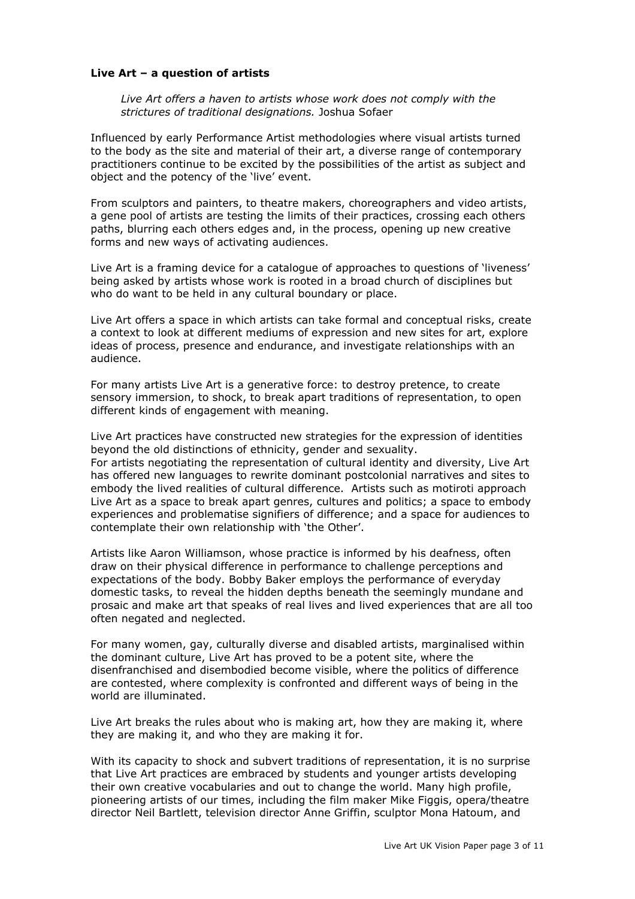**Live Art – a question of artists**

> *Live Art offers a haven to artists whose work does not comply with the strictures of traditional designations.* Joshua Sofaer

Influenced by early Performance Artist methodologies where visual artists turned to the body as the site and material of their art, a diverse range of contemporary practitioners continue to be excited by the possibilities of the artist as subject and object and the potency of the 'live' event.

From sculptors and painters, to theatre makers, choreographers and video artists, a gene pool of artists are testing the limits of their practices, crossing each others paths, blurring each others edges and, in the process, opening up new creative forms and new ways of activating audiences.

Live Art is a framing device for a catalogue of approaches to questions of 'liveness' being asked by artists whose work is rooted in a broad church of disciplines but who do want to be held in any cultural boundary or place.

Live Art offers a space in which artists can take formal and conceptual risks, create a context to look at different mediums of expression and new sites for art, explore ideas of process, presence and endurance, and investigate relationships with an audience.

For many artists Live Art is a generative force: to destroy pretence, to create sensory immersion, to shock, to break apart traditions of representation, to open different kinds of engagement with meaning.

Live Art practices have constructed new strategies for the expression of identities beyond the old distinctions of ethnicity, gender and sexuality.
For artists negotiating the representation of cultural identity and diversity, Live Art has offered new languages to rewrite dominant postcolonial narratives and sites to embody the lived realities of cultural difference. Artists such as motiroti approach Live Art as a space to break apart genres, cultures and politics; a space to embody experiences and problematise signifiers of difference; and a space for audiences to contemplate their own relationship with 'the Other'.

Artists like Aaron Williamson, whose practice is informed by his deafness, often draw on their physical difference in performance to challenge perceptions and expectations of the body. Bobby Baker employs the performance of everyday domestic tasks, to reveal the hidden depths beneath the seemingly mundane and prosaic and make art that speaks of real lives and lived experiences that are all too often negated and neglected.

For many women, gay, culturally diverse and disabled artists, marginalised within the dominant culture, Live Art has proved to be a potent site, where the disenfranchised and disembodied become visible, where the politics of difference are contested, where complexity is confronted and different ways of being in the world are illuminated.

Live Art breaks the rules about who is making art, how they are making it, where they are making it, and who they are making it for.

With its capacity to shock and subvert traditions of representation, it is no surprise that Live Art practices are embraced by students and younger artists developing their own creative vocabularies and out to change the world. Many high profile, pioneering artists of our times, including the film maker Mike Figgis, opera/theatre director Neil Bartlett, television director Anne Griffin, sculptor Mona Hatoum, and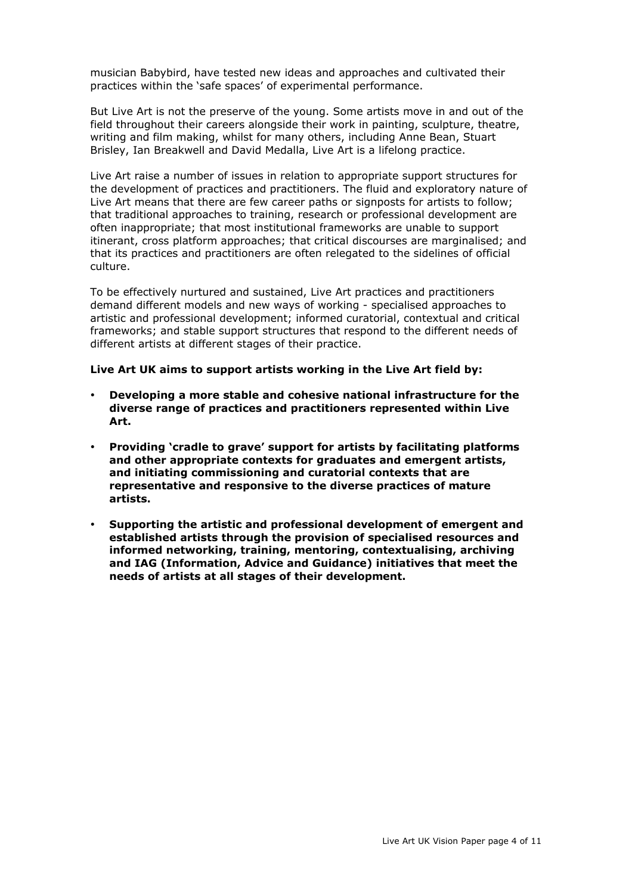musician Babybird, have tested new ideas and approaches and cultivated their practices within the 'safe spaces' of experimental performance.

But Live Art is not the preserve of the young. Some artists move in and out of the field throughout their careers alongside their work in painting, sculpture, theatre, writing and film making, whilst for many others, including Anne Bean, Stuart Brisley, Ian Breakwell and David Medalla, Live Art is a lifelong practice.

Live Art raise a number of issues in relation to appropriate support structures for the development of practices and practitioners. The fluid and exploratory nature of Live Art means that there are few career paths or signposts for artists to follow; that traditional approaches to training, research or professional development are often inappropriate; that most institutional frameworks are unable to support itinerant, cross platform approaches; that critical discourses are marginalised; and that its practices and practitioners are often relegated to the sidelines of official culture.

To be effectively nurtured and sustained, Live Art practices and practitioners demand different models and new ways of working - specialised approaches to artistic and professional development; informed curatorial, contextual and critical frameworks; and stable support structures that respond to the different needs of different artists at different stages of their practice.

**Live Art UK aims to support artists working in the Live Art field by:**

- **Developing a more stable and cohesive national infrastructure for the diverse range of practices and practitioners represented within Live Art.**
- **Providing 'cradle to grave' support for artists by facilitating platforms and other appropriate contexts for graduates and emergent artists, and initiating commissioning and curatorial contexts that are representative and responsive to the diverse practices of mature artists.**
- **Supporting the artistic and professional development of emergent and established artists through the provision of specialised resources and informed networking, training, mentoring, contextualising, archiving and IAG (Information, Advice and Guidance) initiatives that meet the needs of artists at all stages of their development.**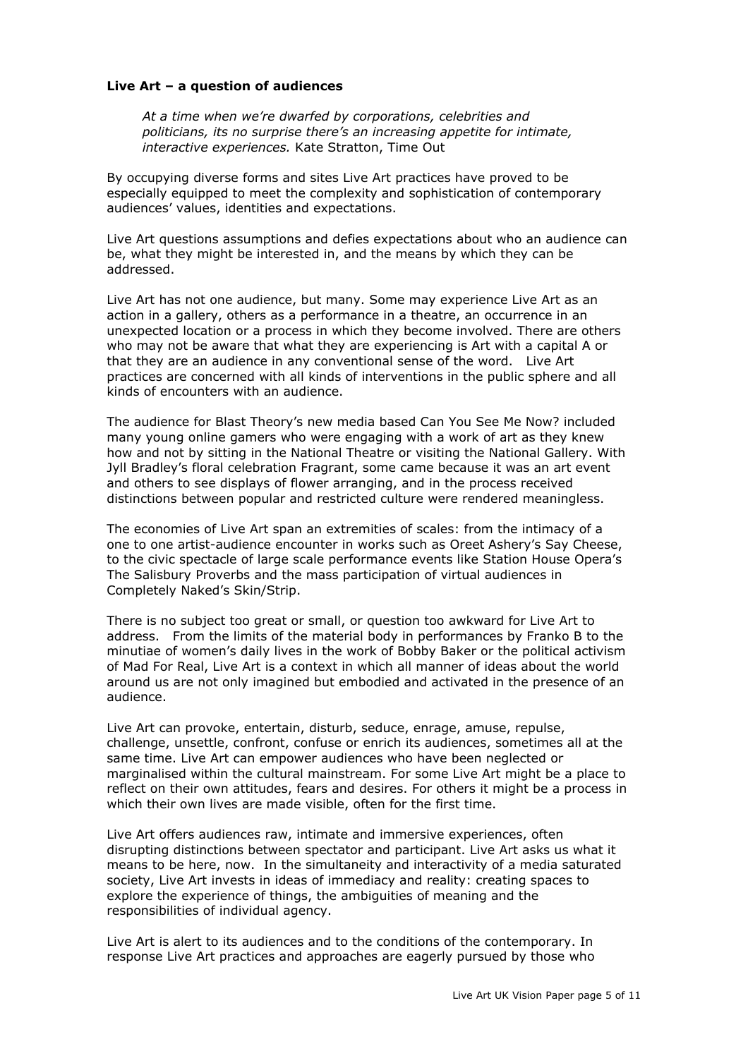**Live Art – a question of audiences**

> *At a time when we're dwarfed by corporations, celebrities and politicians, its no surprise there's an increasing appetite for intimate, interactive experiences.* Kate Stratton, Time Out

By occupying diverse forms and sites Live Art practices have proved to be especially equipped to meet the complexity and sophistication of contemporary audiences' values, identities and expectations.

Live Art questions assumptions and defies expectations about who an audience can be, what they might be interested in, and the means by which they can be addressed.

Live Art has not one audience, but many. Some may experience Live Art as an action in a gallery, others as a performance in a theatre, an occurrence in an unexpected location or a process in which they become involved. There are others who may not be aware that what they are experiencing is Art with a capital A or that they are an audience in any conventional sense of the word. Live Art practices are concerned with all kinds of interventions in the public sphere and all kinds of encounters with an audience.

The audience for Blast Theory's new media based Can You See Me Now? included many young online gamers who were engaging with a work of art as they knew how and not by sitting in the National Theatre or visiting the National Gallery. With Jyll Bradley's floral celebration Fragrant, some came because it was an art event and others to see displays of flower arranging, and in the process received distinctions between popular and restricted culture were rendered meaningless.

The economies of Live Art span an extremities of scales: from the intimacy of a one to one artist-audience encounter in works such as Oreet Ashery's Say Cheese, to the civic spectacle of large scale performance events like Station House Opera's The Salisbury Proverbs and the mass participation of virtual audiences in Completely Naked's Skin/Strip.

There is no subject too great or small, or question too awkward for Live Art to address. From the limits of the material body in performances by Franko B to the minutiae of women's daily lives in the work of Bobby Baker or the political activism of Mad For Real, Live Art is a context in which all manner of ideas about the world around us are not only imagined but embodied and activated in the presence of an audience.

Live Art can provoke, entertain, disturb, seduce, enrage, amuse, repulse, challenge, unsettle, confront, confuse or enrich its audiences, sometimes all at the same time. Live Art can empower audiences who have been neglected or marginalised within the cultural mainstream. For some Live Art might be a place to reflect on their own attitudes, fears and desires. For others it might be a process in which their own lives are made visible, often for the first time.

Live Art offers audiences raw, intimate and immersive experiences, often disrupting distinctions between spectator and participant. Live Art asks us what it means to be here, now. In the simultaneity and interactivity of a media saturated society, Live Art invests in ideas of immediacy and reality: creating spaces to explore the experience of things, the ambiguities of meaning and the responsibilities of individual agency.

Live Art is alert to its audiences and to the conditions of the contemporary. In response Live Art practices and approaches are eagerly pursued by those who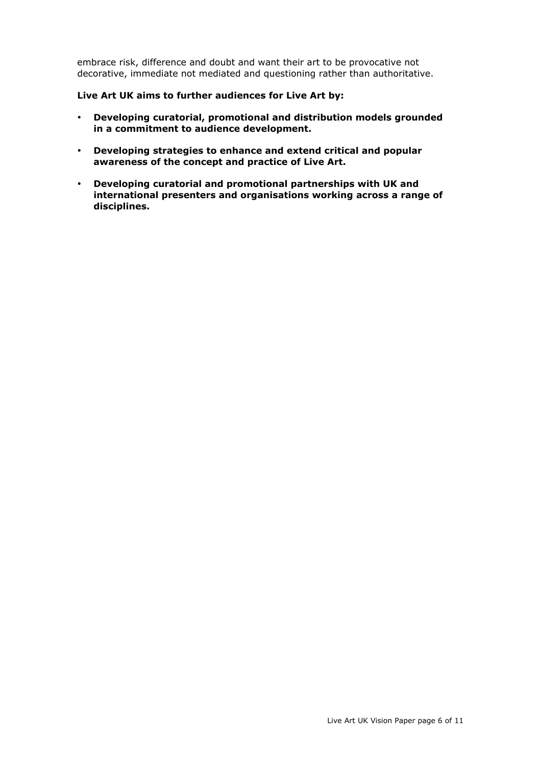embrace risk, difference and doubt and want their art to be provocative not decorative, immediate not mediated and questioning rather than authoritative.

**Live Art UK aims to further audiences for Live Art by:**

- **Developing curatorial, promotional and distribution models grounded in a commitment to audience development.**
- **Developing strategies to enhance and extend critical and popular awareness of the concept and practice of Live Art.**
- **Developing curatorial and promotional partnerships with UK and international presenters and organisations working across a range of disciplines.**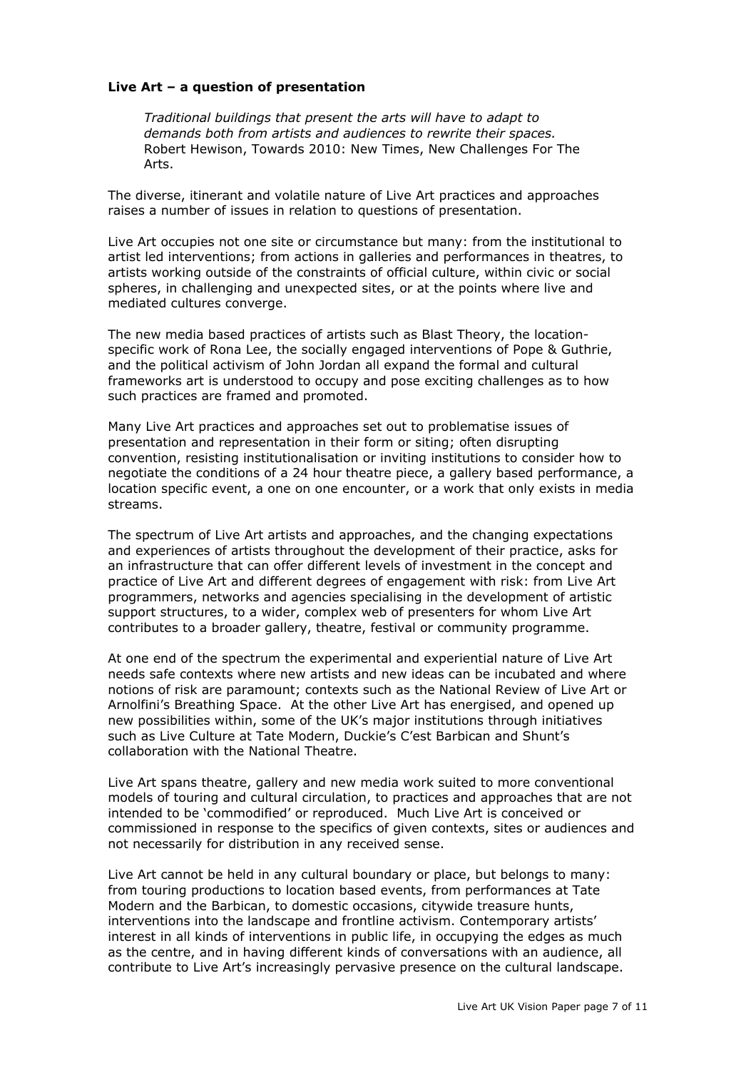**Live Art – a question of presentation**

> *Traditional buildings that present the arts will have to adapt to demands both from artists and audiences to rewrite their spaces.*
> Robert Hewison, Towards 2010: New Times, New Challenges For The Arts.

The diverse, itinerant and volatile nature of Live Art practices and approaches raises a number of issues in relation to questions of presentation.

Live Art occupies not one site or circumstance but many: from the institutional to artist led interventions; from actions in galleries and performances in theatres, to artists working outside of the constraints of official culture, within civic or social spheres, in challenging and unexpected sites, or at the points where live and mediated cultures converge.

The new media based practices of artists such as Blast Theory, the location-specific work of Rona Lee, the socially engaged interventions of Pope & Guthrie, and the political activism of John Jordan all expand the formal and cultural frameworks art is understood to occupy and pose exciting challenges as to how such practices are framed and promoted.

Many Live Art practices and approaches set out to problematise issues of presentation and representation in their form or siting; often disrupting convention, resisting institutionalisation or inviting institutions to consider how to negotiate the conditions of a 24 hour theatre piece, a gallery based performance, a location specific event, a one on one encounter, or a work that only exists in media streams.

The spectrum of Live Art artists and approaches, and the changing expectations and experiences of artists throughout the development of their practice, asks for an infrastructure that can offer different levels of investment in the concept and practice of Live Art and different degrees of engagement with risk: from Live Art programmers, networks and agencies specialising in the development of artistic support structures, to a wider, complex web of presenters for whom Live Art contributes to a broader gallery, theatre, festival or community programme.

At one end of the spectrum the experimental and experiential nature of Live Art needs safe contexts where new artists and new ideas can be incubated and where notions of risk are paramount; contexts such as the National Review of Live Art or Arnolfini's Breathing Space. At the other Live Art has energised, and opened up new possibilities within, some of the UK's major institutions through initiatives such as Live Culture at Tate Modern, Duckie's C'est Barbican and Shunt's collaboration with the National Theatre.

Live Art spans theatre, gallery and new media work suited to more conventional models of touring and cultural circulation, to practices and approaches that are not intended to be 'commodified' or reproduced. Much Live Art is conceived or commissioned in response to the specifics of given contexts, sites or audiences and not necessarily for distribution in any received sense.

Live Art cannot be held in any cultural boundary or place, but belongs to many: from touring productions to location based events, from performances at Tate Modern and the Barbican, to domestic occasions, citywide treasure hunts, interventions into the landscape and frontline activism. Contemporary artists' interest in all kinds of interventions in public life, in occupying the edges as much as the centre, and in having different kinds of conversations with an audience, all contribute to Live Art's increasingly pervasive presence on the cultural landscape.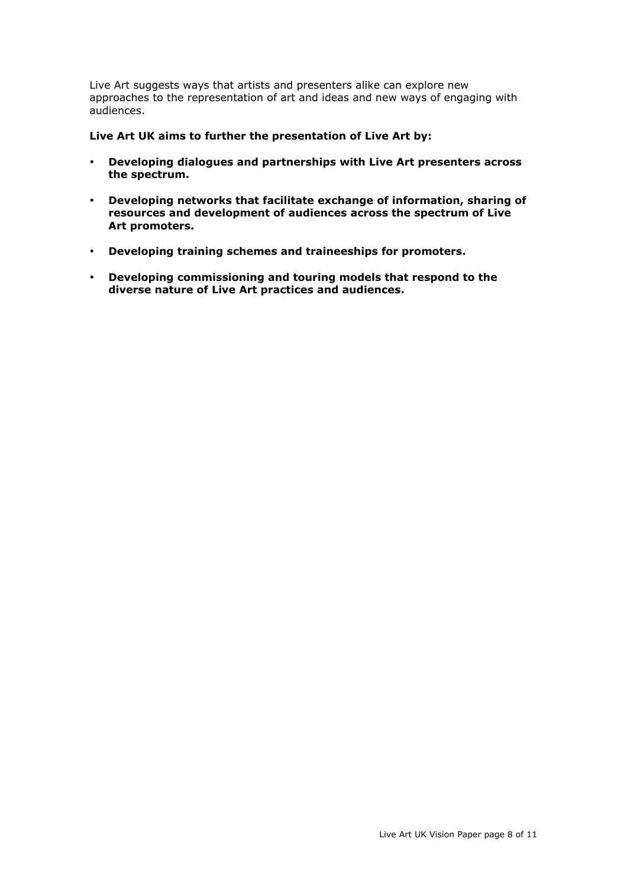Live Art suggests ways that artists and presenters alike can explore new approaches to the representation of art and ideas and new ways of engaging with audiences.

**Live Art UK aims to further the presentation of Live Art by:**

- **Developing dialogues and partnerships with Live Art presenters across the spectrum.**
- **Developing networks that facilitate exchange of information, sharing of resources and development of audiences across the spectrum of Live Art promoters.**
- **Developing training schemes and traineeships for promoters.**
- **Developing commissioning and touring models that respond to the diverse nature of Live Art practices and audiences.**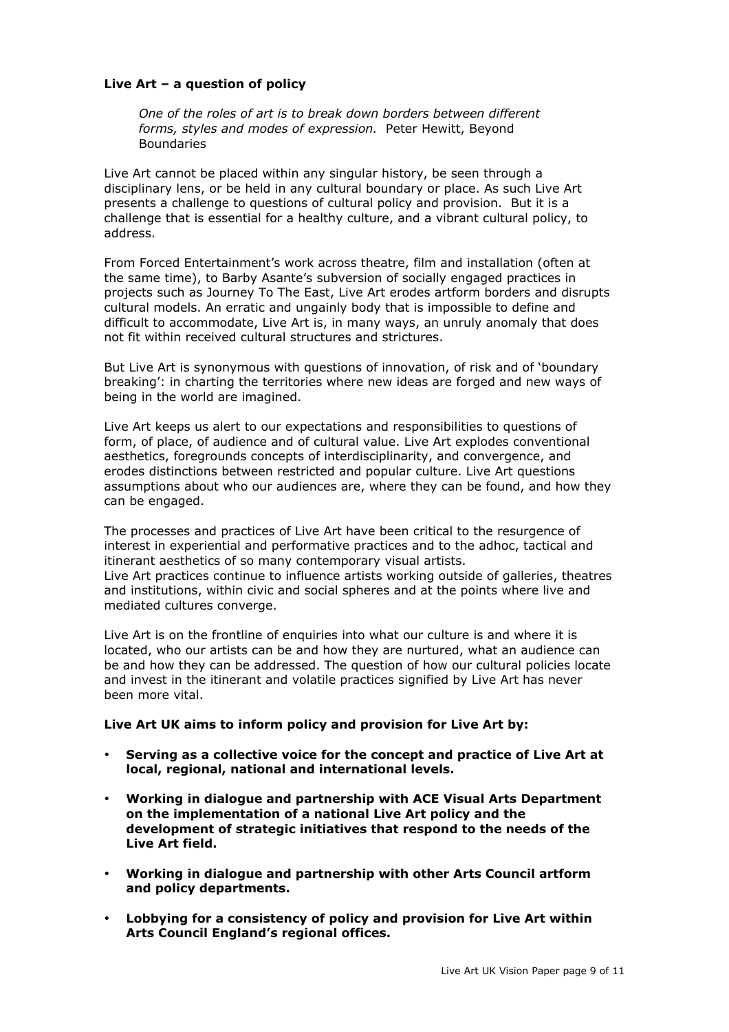**Live Art – a question of policy**

> *One of the roles of art is to break down borders between different forms, styles and modes of expression.* Peter Hewitt, Beyond Boundaries

Live Art cannot be placed within any singular history, be seen through a disciplinary lens, or be held in any cultural boundary or place. As such Live Art presents a challenge to questions of cultural policy and provision. But it is a challenge that is essential for a healthy culture, and a vibrant cultural policy, to address.

From Forced Entertainment's work across theatre, film and installation (often at the same time), to Barby Asante's subversion of socially engaged practices in projects such as Journey To The East, Live Art erodes artform borders and disrupts cultural models. An erratic and ungainly body that is impossible to define and difficult to accommodate, Live Art is, in many ways, an unruly anomaly that does not fit within received cultural structures and strictures.

But Live Art is synonymous with questions of innovation, of risk and of 'boundary breaking': in charting the territories where new ideas are forged and new ways of being in the world are imagined.

Live Art keeps us alert to our expectations and responsibilities to questions of form, of place, of audience and of cultural value. Live Art explodes conventional aesthetics, foregrounds concepts of interdisciplinarity, and convergence, and erodes distinctions between restricted and popular culture. Live Art questions assumptions about who our audiences are, where they can be found, and how they can be engaged.

The processes and practices of Live Art have been critical to the resurgence of interest in experiential and performative practices and to the adhoc, tactical and itinerant aesthetics of so many contemporary visual artists.
Live Art practices continue to influence artists working outside of galleries, theatres and institutions, within civic and social spheres and at the points where live and mediated cultures converge.

Live Art is on the frontline of enquiries into what our culture is and where it is located, who our artists can be and how they are nurtured, what an audience can be and how they can be addressed. The question of how our cultural policies locate and invest in the itinerant and volatile practices signified by Live Art has never been more vital.

**Live Art UK aims to inform policy and provision for Live Art by:**

- **Serving as a collective voice for the concept and practice of Live Art at local, regional, national and international levels.**
- **Working in dialogue and partnership with ACE Visual Arts Department on the implementation of a national Live Art policy and the development of strategic initiatives that respond to the needs of the Live Art field.**
- **Working in dialogue and partnership with other Arts Council artform and policy departments.**
- **Lobbying for a consistency of policy and provision for Live Art within Arts Council England's regional offices.**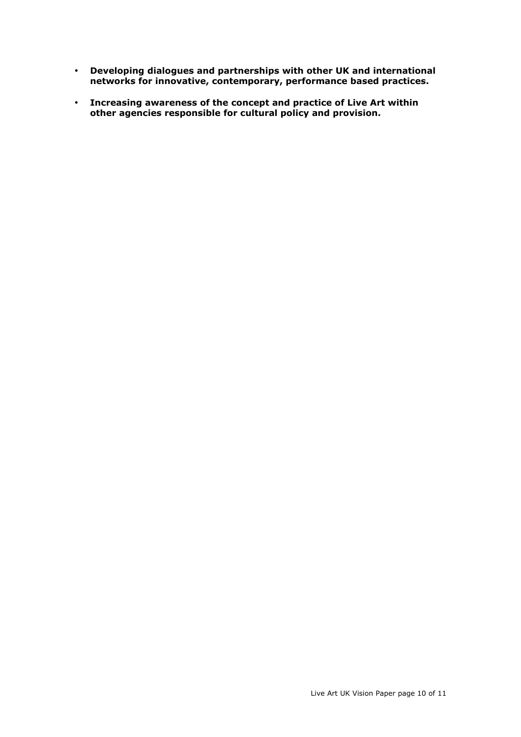- **Developing dialogues and partnerships with other UK and international networks for innovative, contemporary, performance based practices.**
- **Increasing awareness of the concept and practice of Live Art within other agencies responsible for cultural policy and provision.**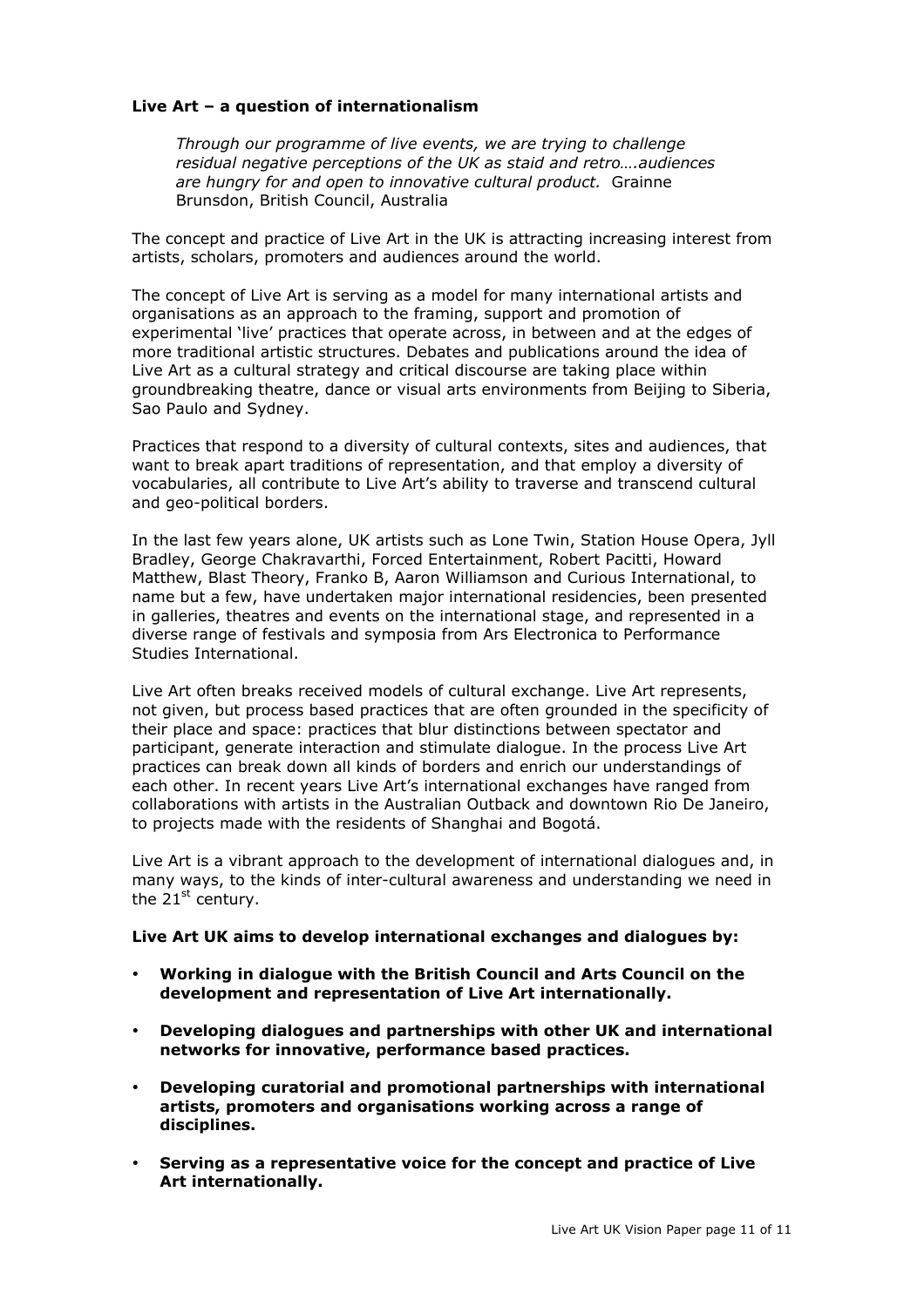**Live Art – a question of internationalism**

> *Through our programme of live events, we are trying to challenge residual negative perceptions of the UK as staid and retro….audiences are hungry for and open to innovative cultural product.* Grainne Brunsdon, British Council, Australia

The concept and practice of Live Art in the UK is attracting increasing interest from artists, scholars, promoters and audiences around the world.

The concept of Live Art is serving as a model for many international artists and organisations as an approach to the framing, support and promotion of experimental 'live' practices that operate across, in between and at the edges of more traditional artistic structures. Debates and publications around the idea of Live Art as a cultural strategy and critical discourse are taking place within groundbreaking theatre, dance or visual arts environments from Beijing to Siberia, Sao Paulo and Sydney.

Practices that respond to a diversity of cultural contexts, sites and audiences, that want to break apart traditions of representation, and that employ a diversity of vocabularies, all contribute to Live Art's ability to traverse and transcend cultural and geo-political borders.

In the last few years alone, UK artists such as Lone Twin, Station House Opera, Jyll Bradley, George Chakravarthi, Forced Entertainment, Robert Pacitti, Howard Matthew, Blast Theory, Franko B, Aaron Williamson and Curious International, to name but a few, have undertaken major international residencies, been presented in galleries, theatres and events on the international stage, and represented in a diverse range of festivals and symposia from Ars Electronica to Performance Studies International.

Live Art often breaks received models of cultural exchange. Live Art represents, not given, but process based practices that are often grounded in the specificity of their place and space: practices that blur distinctions between spectator and participant, generate interaction and stimulate dialogue. In the process Live Art practices can break down all kinds of borders and enrich our understandings of each other. In recent years Live Art's international exchanges have ranged from collaborations with artists in the Australian Outback and downtown Rio De Janeiro, to projects made with the residents of Shanghai and Bogotá.

Live Art is a vibrant approach to the development of international dialogues and, in many ways, to the kinds of inter-cultural awareness and understanding we need in the 21st century.

**Live Art UK aims to develop international exchanges and dialogues by:**

- **Working in dialogue with the British Council and Arts Council on the development and representation of Live Art internationally.**
- **Developing dialogues and partnerships with other UK and international networks for innovative, performance based practices.**
- **Developing curatorial and promotional partnerships with international artists, promoters and organisations working across a range of disciplines.**
- **Serving as a representative voice for the concept and practice of Live Art internationally.**